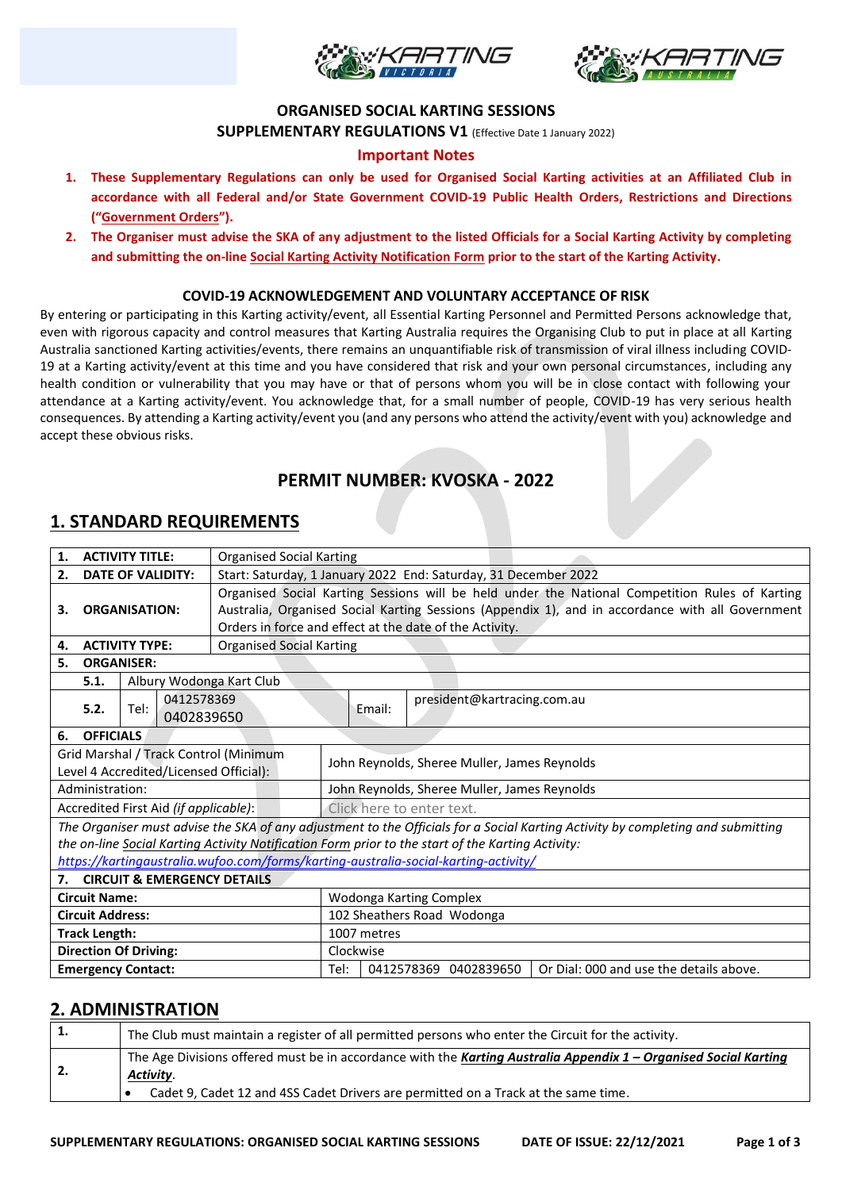**ORGANISED SOCIAL KARTING SESSIONS**

**SUPPLEMENTARY REGULATIONS V1** (Effective Date 1 January 2022)

**Important Notes**

1. **These Supplementary Regulations can only be used for Organised Social Karting activities at an Affiliated Club in accordance with all Federal and/or State Government COVID-19 Public Health Orders, Restrictions and Directions ("Government Orders").**
2. **The Organiser must advise the SKA of any adjustment to the listed Officials for a Social Karting Activity by completing and submitting the on-line Social Karting Activity Notification Form prior to the start of the Karting Activity.**

**COVID-19 ACKNOWLEDGEMENT AND VOLUNTARY ACCEPTANCE OF RISK**

By entering or participating in this Karting activity/event, all Essential Karting Personnel and Permitted Persons acknowledge that, even with rigorous capacity and control measures that Karting Australia requires the Organising Club to put in place at all Karting Australia sanctioned Karting activities/events, there remains an unquantifiable risk of transmission of viral illness including COVID-19 at a Karting activity/event at this time and you have considered that risk and your own personal circumstances, including any health condition or vulnerability that you may have or that of persons whom you will be in close contact with following your attendance at a Karting activity/event. You acknowledge that, for a small number of people, COVID-19 has very serious health consequences. By attending a Karting activity/event you (and any persons who attend the activity/event with you) acknowledge and accept these obvious risks.

## PERMIT NUMBER: KVOSKA - 2022

## 1. STANDARD REQUIREMENTS

| | | | |
|---|---|---|---|
| **1. ACTIVITY TITLE:** | Organised Social Karting | | |
| **2. DATE OF VALIDITY:** | Start: Saturday, 1 January 2022 End: Saturday, 31 December 2022 | | |
| **3. ORGANISATION:** | Organised Social Karting Sessions will be held under the National Competition Rules of Karting Australia, Organised Social Karting Sessions (Appendix 1), and in accordance with all Government Orders in force and effect at the date of the Activity. | | |
| **4. ACTIVITY TYPE:** | Organised Social Karting | | |
| **5. ORGANISER:** | | | |
| **5.1.** | Albury Wodonga Kart Club | | |
| **5.2.** Tel: | 0412578369 0402839650 | Email: | president@kartracing.com.au |

| | |
|---|---|
| **6. OFFICIALS** | |
| Grid Marshal / Track Control (Minimum Level 4 Accredited/Licensed Official): | John Reynolds, Sheree Muller, James Reynolds |
| Administration: | John Reynolds, Sheree Muller, James Reynolds |
| Accredited First Aid *(if applicable)*: | Click here to enter text. |
| *The Organiser must advise the SKA of any adjustment to the Officials for a Social Karting Activity by completing and submitting the on-line Social Karting Activity Notification Form prior to the start of the Karting Activity:* *https://kartingaustralia.wufoo.com/forms/karting-australia-social-karting-activity/* | |
| **7. CIRCUIT & EMERGENCY DETAILS** | |
| **Circuit Name:** | Wodonga Karting Complex |
| **Circuit Address:** | 102 Sheathers Road Wodonga |
| **Track Length:** | 1007 metres |
| **Direction Of Driving:** | Clockwise |
| **Emergency Contact:** | Tel: 0412578369 0402839650 Or Dial: 000 and use the details above. |

## 2. ADMINISTRATION

| | |
|---|---|
| **1.** | The Club must maintain a register of all permitted persons who enter the Circuit for the activity. |
| **2.** | The Age Divisions offered must be in accordance with the ***Karting Australia Appendix 1 – Organised Social Karting Activity***. <br>• Cadet 9, Cadet 12 and 4SS Cadet Drivers are permitted on a Track at the same time. |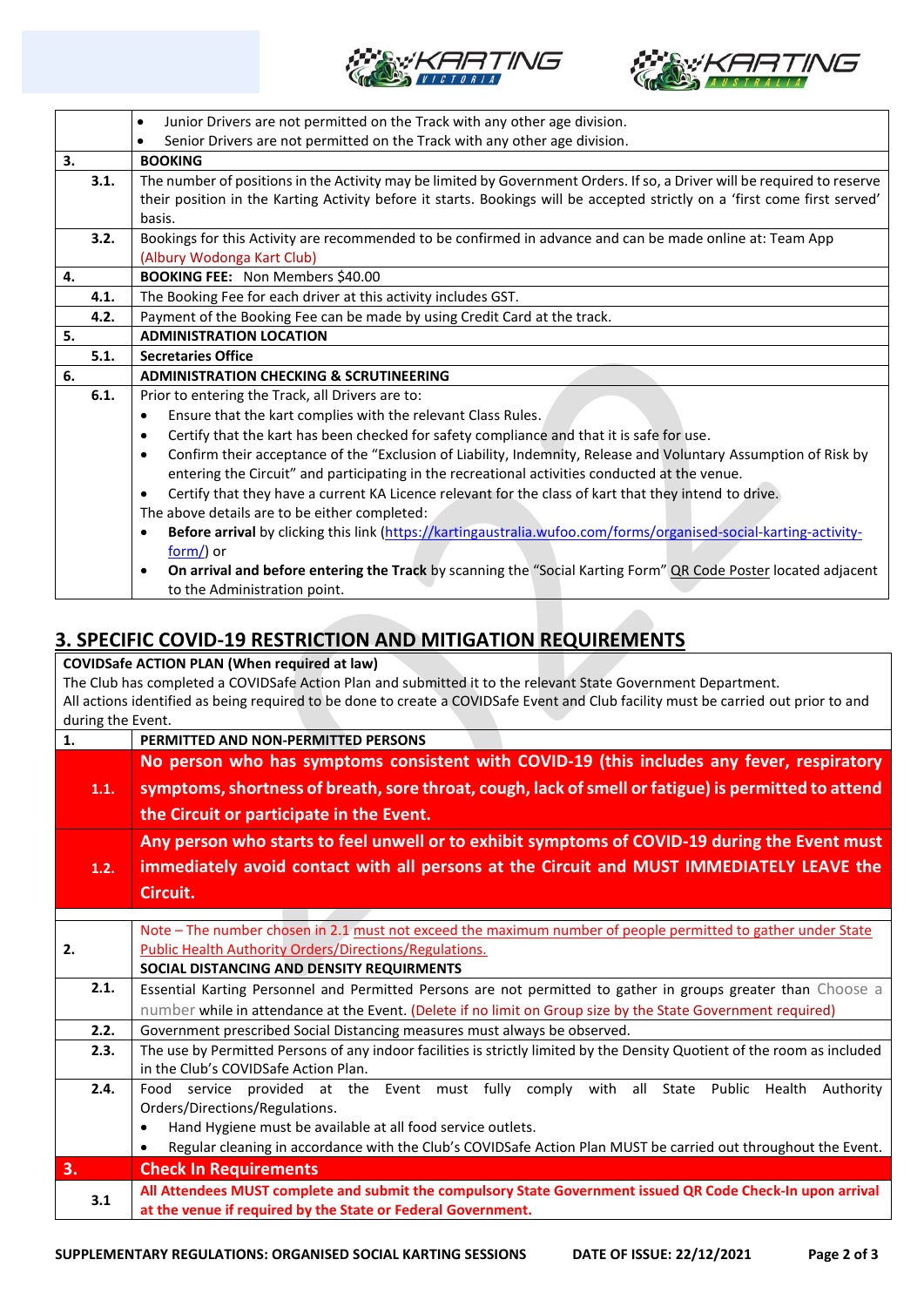| | |
|---|---|
| | • Junior Drivers are not permitted on the Track with any other age division.<br>• Senior Drivers are not permitted on the Track with any other age division. |
| **3.** | **BOOKING** |
| **3.1.** | The number of positions in the Activity may be limited by Government Orders. If so, a Driver will be required to reserve their position in the Karting Activity before it starts. Bookings will be accepted strictly on a 'first come first served' basis. |
| **3.2.** | Bookings for this Activity are recommended to be confirmed in advance and can be made online at: Team App (Albury Wodonga Kart Club) |
| **4.** | **BOOKING FEE:** Non Members $40.00 |
| **4.1.** | The Booking Fee for each driver at this activity includes GST. |
| **4.2.** | Payment of the Booking Fee can be made by using Credit Card at the track. |
| **5.** | **ADMINISTRATION LOCATION** |
| **5.1.** | **Secretaries Office** |
| **6.** | **ADMINISTRATION CHECKING & SCRUTINEERING** |
| **6.1.** | Prior to entering the Track, all Drivers are to:<br>• Ensure that the kart complies with the relevant Class Rules.<br>• Certify that the kart has been checked for safety compliance and that it is safe for use.<br>• Confirm their acceptance of the "Exclusion of Liability, Indemnity, Release and Voluntary Assumption of Risk by entering the Circuit" and participating in the recreational activities conducted at the venue.<br>• Certify that they have a current KA Licence relevant for the class of kart that they intend to drive.<br>The above details are to be either completed:<br>• **Before arrival** by clicking this link (https://kartingaustralia.wufoo.com/forms/organised-social-karting-activity-form/) or<br>• **On arrival and before entering the Track** by scanning the "Social Karting Form" QR Code Poster located adjacent to the Administration point. |

## 3. SPECIFIC COVID-19 RESTRICTION AND MITIGATION REQUIREMENTS

| | |
|---|---|
| **COVIDSafe ACTION PLAN (When required at law)**<br>The Club has completed a COVIDSafe Action Plan and submitted it to the relevant State Government Department.<br>All actions identified as being required to be done to create a COVIDSafe Event and Club facility must be carried out prior to and during the Event. | |
| **1.** | **PERMITTED AND NON-PERMITTED PERSONS** |
| **1.1.** | **No person who has symptoms consistent with COVID-19 (this includes any fever, respiratory symptoms, shortness of breath, sore throat, cough, lack of smell or fatigue) is permitted to attend the Circuit or participate in the Event.** |
| **1.2.** | **Any person who starts to feel unwell or to exhibit symptoms of COVID-19 during the Event must immediately avoid contact with all persons at the Circuit and MUST IMMEDIATELY LEAVE the Circuit.** |
| | |
| **2.** | Note – The number chosen in 2.1 must not exceed the maximum number of people permitted to gather under State Public Health Authority Orders/Directions/Regulations.<br>**SOCIAL DISTANCING AND DENSITY REQUIRMENTS** |
| **2.1.** | Essential Karting Personnel and Permitted Persons are not permitted to gather in groups greater than Choose a number while in attendance at the Event. (Delete if no limit on Group size by the State Government required) |
| **2.2.** | Government prescribed Social Distancing measures must always be observed. |
| **2.3.** | The use by Permitted Persons of any indoor facilities is strictly limited by the Density Quotient of the room as included in the Club's COVIDSafe Action Plan. |
| **2.4.** | Food service provided at the Event must fully comply with all State Public Health Authority Orders/Directions/Regulations.<br>• Hand Hygiene must be available at all food service outlets.<br>• Regular cleaning in accordance with the Club's COVIDSafe Action Plan MUST be carried out throughout the Event. |
| **3.** | **Check In Requirements** |
| **3.1** | **All Attendees MUST complete and submit the compulsory State Government issued QR Code Check-In upon arrival at the venue if required by the State or Federal Government.** |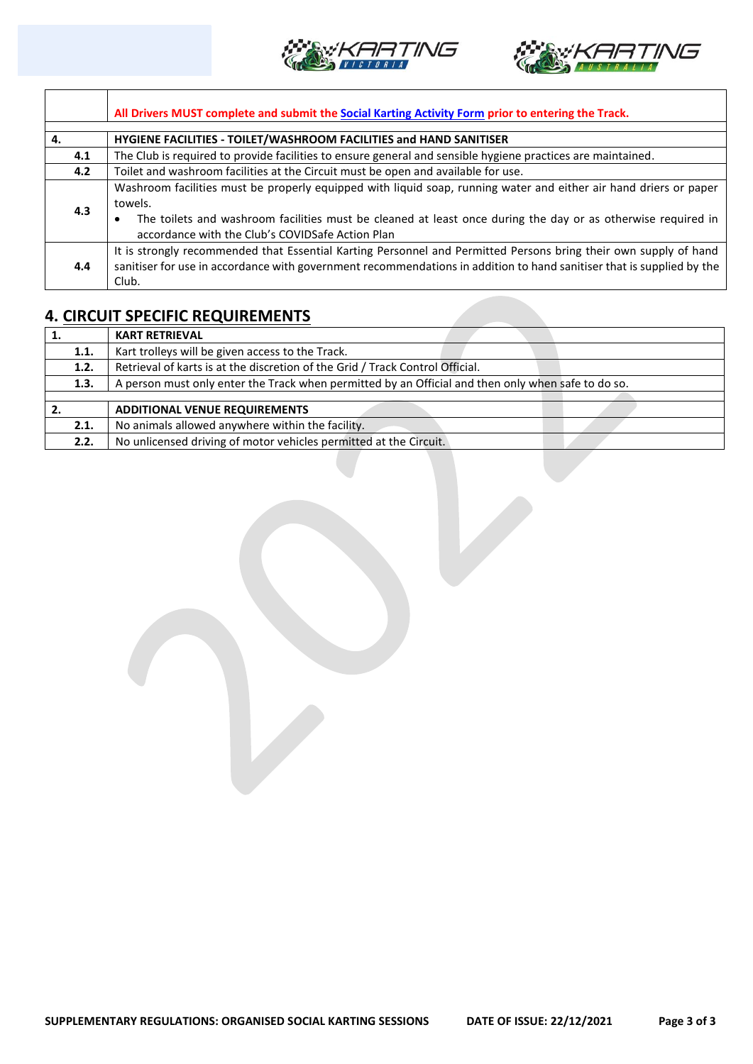| | |
|---|---|
| | **All Drivers MUST complete and submit the Social Karting Activity Form prior to entering the Track.** |
| **4.** | **HYGIENE FACILITIES - TOILET/WASHROOM FACILITIES and HAND SANITISER** |
| **4.1** | The Club is required to provide facilities to ensure general and sensible hygiene practices are maintained. |
| **4.2** | Toilet and washroom facilities at the Circuit must be open and available for use. |
| **4.3** | Washroom facilities must be properly equipped with liquid soap, running water and either air hand driers or paper towels. • The toilets and washroom facilities must be cleaned at least once during the day or as otherwise required in accordance with the Club's COVIDSafe Action Plan |
| **4.4** | It is strongly recommended that Essential Karting Personnel and Permitted Persons bring their own supply of hand sanitiser for use in accordance with government recommendations in addition to hand sanitiser that is supplied by the Club. |

## 4. CIRCUIT SPECIFIC REQUIREMENTS

| | |
|---|---|
| **1.** | **KART RETRIEVAL** |
| **1.1.** | Kart trolleys will be given access to the Track. |
| **1.2.** | Retrieval of karts is at the discretion of the Grid / Track Control Official. |
| **1.3.** | A person must only enter the Track when permitted by an Official and then only when safe to do so. |
| | |
| **2.** | **ADDITIONAL VENUE REQUIREMENTS** |
| **2.1.** | No animals allowed anywhere within the facility. |
| **2.2.** | No unlicensed driving of motor vehicles permitted at the Circuit. |